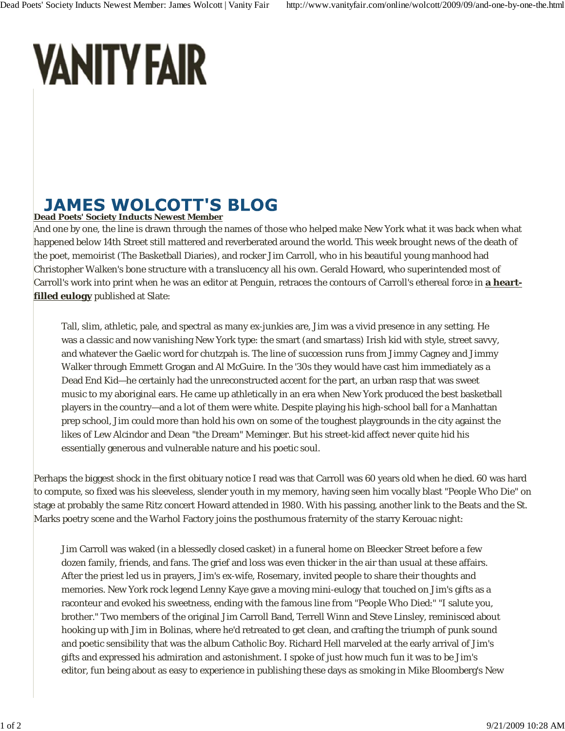# VANITY FAIR

## JAMES WOLCOTT'S BLOG

**Dead Poets' Society Inducts Newest Member**

And one by one, the line is drawn through the names of those who helped make New York what it was back when what happened below 14th Street still mattered and reverberated around the world. This week brought news of the death of the poet, memoirist (The Basketball Diaries), and rocker Jim Carroll, who in his beautiful young manhood had Christopher Walken's bone structure with a translucency all his own. Gerald Howard, who superintended most of Carroll's work into print when he was an editor at Penguin, retraces the contours of Carroll's ethereal force in **a heart-filled eulogy** published at Slate:

> Tall, slim, athletic, pale, and spectral as many ex-junkies are, Jim was a vivid presence in any setting. He was a classic and now vanishing New York type: the smart (and smartass) Irish kid with style, street savvy, and whatever the Gaelic word for chutzpah is. The line of succession runs from Jimmy Cagney and Jimmy Walker through Emmett Grogan and Al McGuire. In the '30s they would have cast him immediately as a Dead End Kid—he certainly had the unreconstructed accent for the part, an urban rasp that was sweet music to my aboriginal ears. He came up athletically in an era when New York produced the best basketball players in the country—and a lot of them were white. Despite playing his high-school ball for a Manhattan prep school, Jim could more than hold his own on some of the toughest playgrounds in the city against the likes of Lew Alcindor and Dean "the Dream" Meminger. But his street-kid affect never quite hid his essentially generous and vulnerable nature and his poetic soul.

Perhaps the biggest shock in the first obituary notice I read was that Carroll was 60 years old when he died. 60 was hard to compute, so fixed was his sleeveless, slender youth in my memory, having seen him vocally blast "People Who Die" on stage at probably the same Ritz concert Howard attended in 1980. With his passing, another link to the Beats and the St. Marks poetry scene and the Warhol Factory joins the posthumous fraternity of the starry Kerouac night:

> Jim Carroll was waked (in a blessedly closed casket) in a funeral home on Bleecker Street before a few dozen family, friends, and fans. The grief and loss was even thicker in the air than usual at these affairs. After the priest led us in prayers, Jim's ex-wife, Rosemary, invited people to share their thoughts and memories. New York rock legend Lenny Kaye gave a moving mini-eulogy that touched on Jim's gifts as a raconteur and evoked his sweetness, ending with the famous line from "People Who Died:" "I salute you, brother." Two members of the original Jim Carroll Band, Terrell Winn and Steve Linsley, reminisced about hooking up with Jim in Bolinas, where he'd retreated to get clean, and crafting the triumph of punk sound and poetic sensibility that was the album Catholic Boy. Richard Hell marveled at the early arrival of Jim's gifts and expressed his admiration and astonishment. I spoke of just how much fun it was to be Jim's editor, fun being about as easy to experience in publishing these days as smoking in Mike Bloomberg's New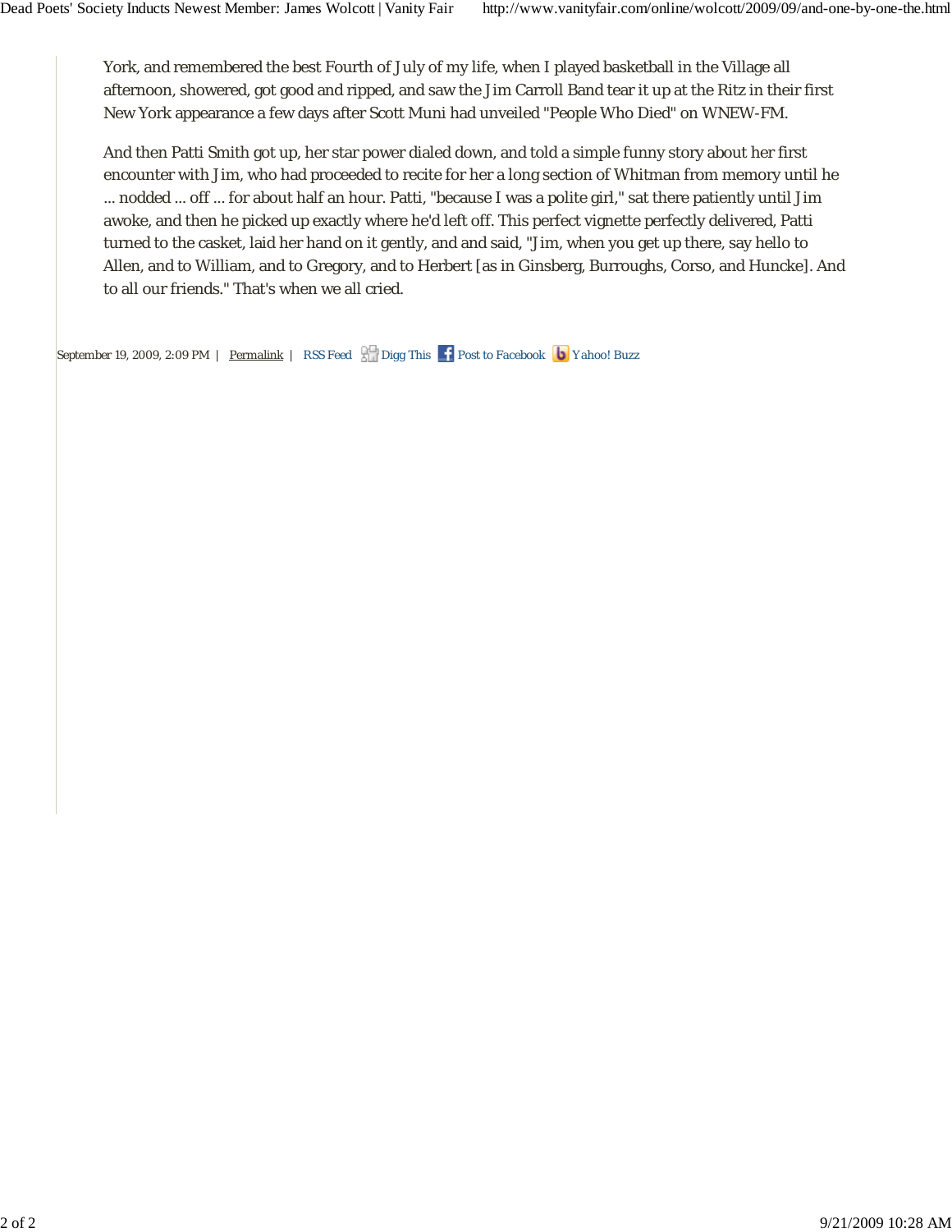York, and remembered the best Fourth of July of my life, when I played basketball in the Village all afternoon, showered, got good and ripped, and saw the Jim Carroll Band tear it up at the Ritz in their first New York appearance a few days after Scott Muni had unveiled "People Who Died" on WNEW-FM.

And then Patti Smith got up, her star power dialed down, and told a simple funny story about her first encounter with Jim, who had proceeded to recite for her a long section of Whitman from memory until he ... nodded ... off ... for about half an hour. Patti, "because I was a polite girl," sat there patiently until Jim awoke, and then he picked up exactly where he'd left off. This perfect vignette perfectly delivered, Patti turned to the casket, laid her hand on it gently, and and said, "Jim, when you get up there, say hello to Allen, and to William, and to Gregory, and to Herbert [as in Ginsberg, Burroughs, Corso, and Huncke]. And to all our friends." That's when we all cried.

September 19, 2009, 2:09 PM | Permalink | RSS Feed Digg This Post to Facebook Yahoo! Buzz